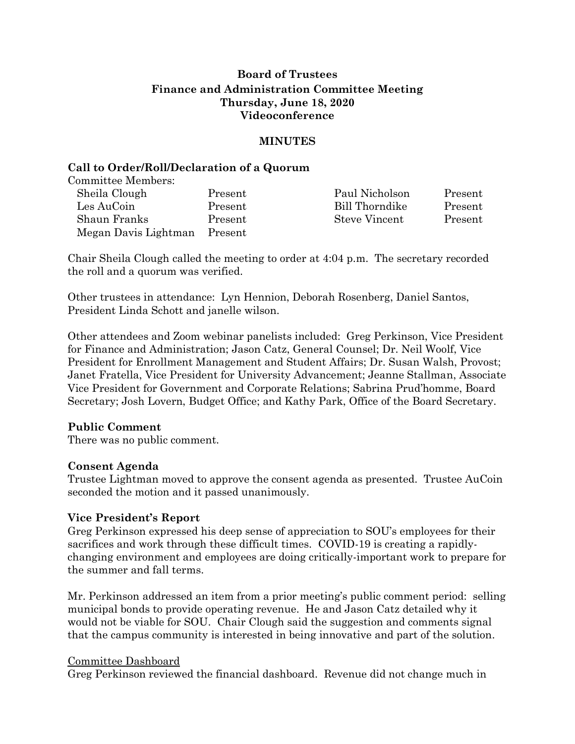# Board of Trustees
## Finance and Administration Committee Meeting
### Thursday, June 18, 2020
### Videoconference

**MINUTES**

**Call to Order/Roll/Declaration of a Quorum**

Committee Members:

| | | | |
|---|---|---|---|
| Sheila Clough | Present | Paul Nicholson | Present |
| Les AuCoin | Present | Bill Thorndike | Present |
| Shaun Franks | Present | Steve Vincent | Present |
| Megan Davis Lightman | Present | | |

Chair Sheila Clough called the meeting to order at 4:04 p.m. The secretary recorded the roll and a quorum was verified.

Other trustees in attendance: Lyn Hennion, Deborah Rosenberg, Daniel Santos, President Linda Schott and janelle wilson.

Other attendees and Zoom webinar panelists included: Greg Perkinson, Vice President for Finance and Administration; Jason Catz, General Counsel; Dr. Neil Woolf, Vice President for Enrollment Management and Student Affairs; Dr. Susan Walsh, Provost; Janet Fratella, Vice President for University Advancement; Jeanne Stallman, Associate Vice President for Government and Corporate Relations; Sabrina Prud'homme, Board Secretary; Josh Lovern, Budget Office; and Kathy Park, Office of the Board Secretary.

**Public Comment**

There was no public comment.

**Consent Agenda**

Trustee Lightman moved to approve the consent agenda as presented. Trustee AuCoin seconded the motion and it passed unanimously.

**Vice President's Report**

Greg Perkinson expressed his deep sense of appreciation to SOU's employees for their sacrifices and work through these difficult times. COVID-19 is creating a rapidly-changing environment and employees are doing critically-important work to prepare for the summer and fall terms.

Mr. Perkinson addressed an item from a prior meeting's public comment period: selling municipal bonds to provide operating revenue. He and Jason Catz detailed why it would not be viable for SOU. Chair Clough said the suggestion and comments signal that the campus community is interested in being innovative and part of the solution.

<u>Committee Dashboard</u>

Greg Perkinson reviewed the financial dashboard. Revenue did not change much in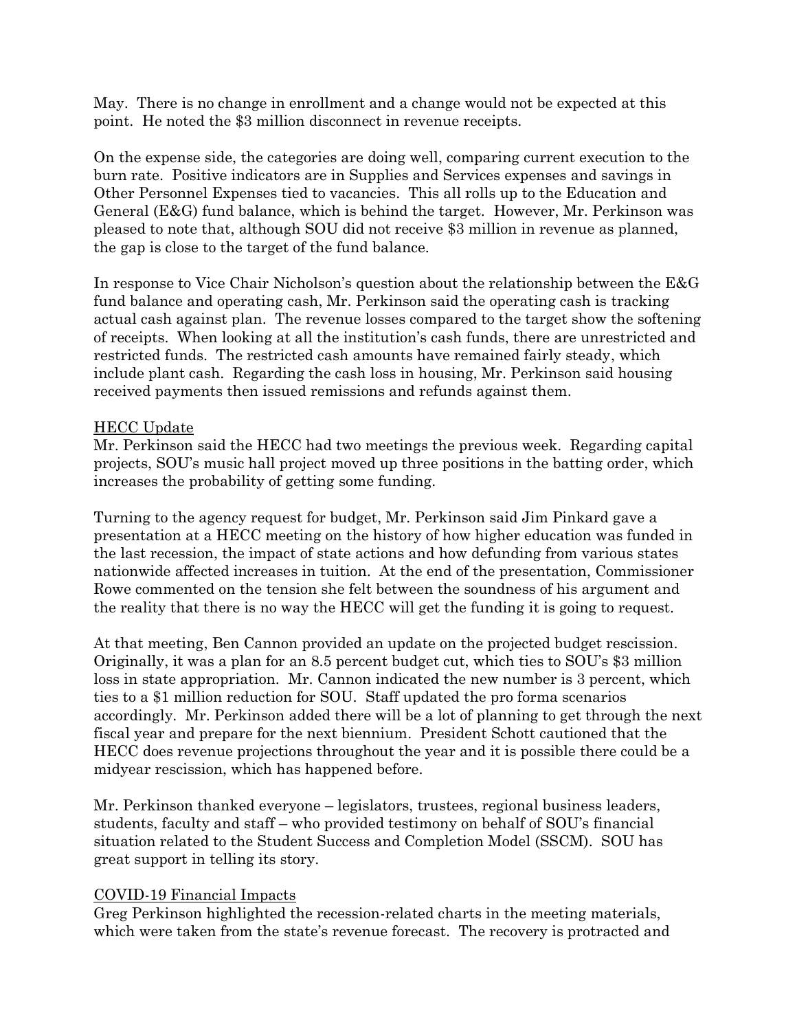May. There is no change in enrollment and a change would not be expected at this point. He noted the $3 million disconnect in revenue receipts.

On the expense side, the categories are doing well, comparing current execution to the burn rate. Positive indicators are in Supplies and Services expenses and savings in Other Personnel Expenses tied to vacancies. This all rolls up to the Education and General (E&G) fund balance, which is behind the target. However, Mr. Perkinson was pleased to note that, although SOU did not receive $3 million in revenue as planned, the gap is close to the target of the fund balance.

In response to Vice Chair Nicholson's question about the relationship between the E&G fund balance and operating cash, Mr. Perkinson said the operating cash is tracking actual cash against plan. The revenue losses compared to the target show the softening of receipts. When looking at all the institution's cash funds, there are unrestricted and restricted funds. The restricted cash amounts have remained fairly steady, which include plant cash. Regarding the cash loss in housing, Mr. Perkinson said housing received payments then issued remissions and refunds against them.

<u>HECC Update</u>

Mr. Perkinson said the HECC had two meetings the previous week. Regarding capital projects, SOU's music hall project moved up three positions in the batting order, which increases the probability of getting some funding.

Turning to the agency request for budget, Mr. Perkinson said Jim Pinkard gave a presentation at a HECC meeting on the history of how higher education was funded in the last recession, the impact of state actions and how defunding from various states nationwide affected increases in tuition. At the end of the presentation, Commissioner Rowe commented on the tension she felt between the soundness of his argument and the reality that there is no way the HECC will get the funding it is going to request.

At that meeting, Ben Cannon provided an update on the projected budget rescission. Originally, it was a plan for an 8.5 percent budget cut, which ties to SOU's $3 million loss in state appropriation. Mr. Cannon indicated the new number is 3 percent, which ties to a $1 million reduction for SOU. Staff updated the pro forma scenarios accordingly. Mr. Perkinson added there will be a lot of planning to get through the next fiscal year and prepare for the next biennium. President Schott cautioned that the HECC does revenue projections throughout the year and it is possible there could be a midyear rescission, which has happened before.

Mr. Perkinson thanked everyone – legislators, trustees, regional business leaders, students, faculty and staff – who provided testimony on behalf of SOU's financial situation related to the Student Success and Completion Model (SSCM). SOU has great support in telling its story.

<u>COVID-19 Financial Impacts</u>

Greg Perkinson highlighted the recession-related charts in the meeting materials, which were taken from the state's revenue forecast. The recovery is protracted and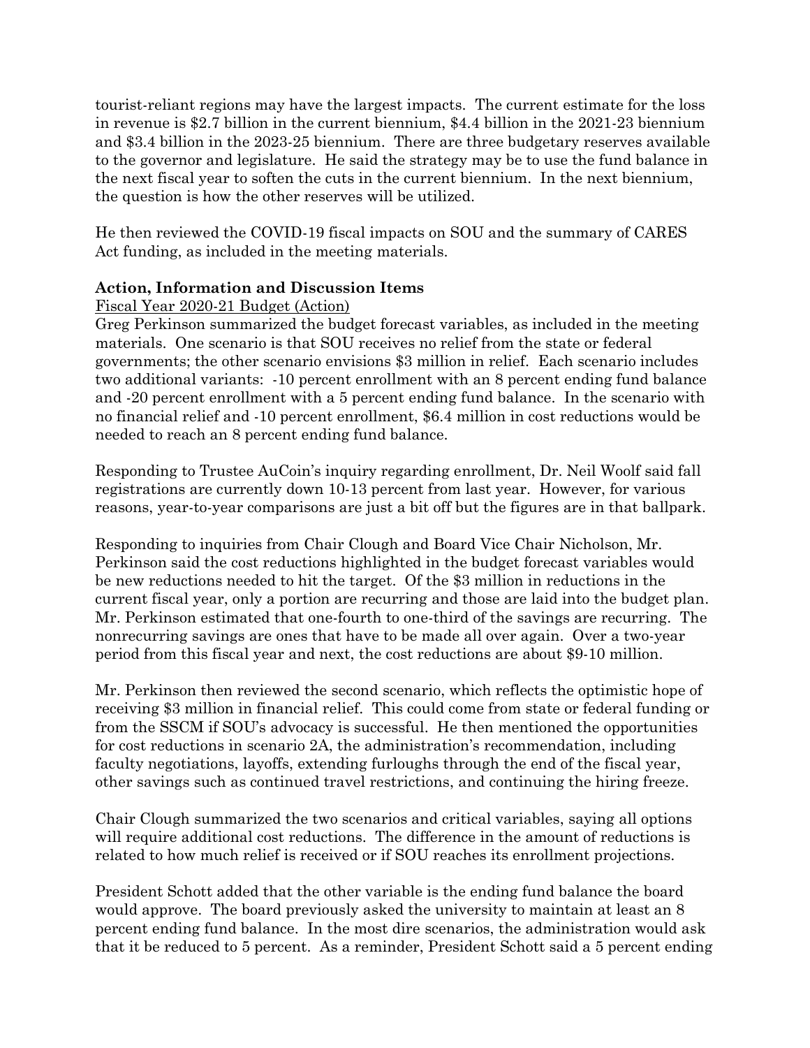tourist-reliant regions may have the largest impacts. The current estimate for the loss in revenue is $2.7 billion in the current biennium, $4.4 billion in the 2021-23 biennium and $3.4 billion in the 2023-25 biennium. There are three budgetary reserves available to the governor and legislature. He said the strategy may be to use the fund balance in the next fiscal year to soften the cuts in the current biennium. In the next biennium, the question is how the other reserves will be utilized.

He then reviewed the COVID-19 fiscal impacts on SOU and the summary of CARES Act funding, as included in the meeting materials.

**Action, Information and Discussion Items**

Fiscal Year 2020-21 Budget (Action)

Greg Perkinson summarized the budget forecast variables, as included in the meeting materials. One scenario is that SOU receives no relief from the state or federal governments; the other scenario envisions $3 million in relief. Each scenario includes two additional variants: -10 percent enrollment with an 8 percent ending fund balance and -20 percent enrollment with a 5 percent ending fund balance. In the scenario with no financial relief and -10 percent enrollment, $6.4 million in cost reductions would be needed to reach an 8 percent ending fund balance.

Responding to Trustee AuCoin's inquiry regarding enrollment, Dr. Neil Woolf said fall registrations are currently down 10-13 percent from last year. However, for various reasons, year-to-year comparisons are just a bit off but the figures are in that ballpark.

Responding to inquiries from Chair Clough and Board Vice Chair Nicholson, Mr. Perkinson said the cost reductions highlighted in the budget forecast variables would be new reductions needed to hit the target. Of the $3 million in reductions in the current fiscal year, only a portion are recurring and those are laid into the budget plan. Mr. Perkinson estimated that one-fourth to one-third of the savings are recurring. The nonrecurring savings are ones that have to be made all over again. Over a two-year period from this fiscal year and next, the cost reductions are about $9-10 million.

Mr. Perkinson then reviewed the second scenario, which reflects the optimistic hope of receiving $3 million in financial relief. This could come from state or federal funding or from the SSCM if SOU's advocacy is successful. He then mentioned the opportunities for cost reductions in scenario 2A, the administration's recommendation, including faculty negotiations, layoffs, extending furloughs through the end of the fiscal year, other savings such as continued travel restrictions, and continuing the hiring freeze.

Chair Clough summarized the two scenarios and critical variables, saying all options will require additional cost reductions. The difference in the amount of reductions is related to how much relief is received or if SOU reaches its enrollment projections.

President Schott added that the other variable is the ending fund balance the board would approve. The board previously asked the university to maintain at least an 8 percent ending fund balance. In the most dire scenarios, the administration would ask that it be reduced to 5 percent. As a reminder, President Schott said a 5 percent ending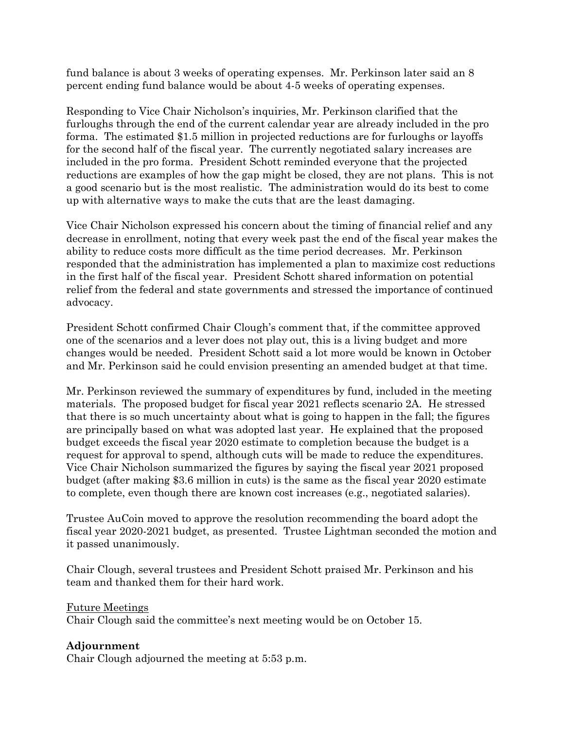fund balance is about 3 weeks of operating expenses. Mr. Perkinson later said an 8 percent ending fund balance would be about 4-5 weeks of operating expenses.

Responding to Vice Chair Nicholson's inquiries, Mr. Perkinson clarified that the furloughs through the end of the current calendar year are already included in the pro forma. The estimated $1.5 million in projected reductions are for furloughs or layoffs for the second half of the fiscal year. The currently negotiated salary increases are included in the pro forma. President Schott reminded everyone that the projected reductions are examples of how the gap might be closed, they are not plans. This is not a good scenario but is the most realistic. The administration would do its best to come up with alternative ways to make the cuts that are the least damaging.

Vice Chair Nicholson expressed his concern about the timing of financial relief and any decrease in enrollment, noting that every week past the end of the fiscal year makes the ability to reduce costs more difficult as the time period decreases. Mr. Perkinson responded that the administration has implemented a plan to maximize cost reductions in the first half of the fiscal year. President Schott shared information on potential relief from the federal and state governments and stressed the importance of continued advocacy.

President Schott confirmed Chair Clough's comment that, if the committee approved one of the scenarios and a lever does not play out, this is a living budget and more changes would be needed. President Schott said a lot more would be known in October and Mr. Perkinson said he could envision presenting an amended budget at that time.

Mr. Perkinson reviewed the summary of expenditures by fund, included in the meeting materials. The proposed budget for fiscal year 2021 reflects scenario 2A. He stressed that there is so much uncertainty about what is going to happen in the fall; the figures are principally based on what was adopted last year. He explained that the proposed budget exceeds the fiscal year 2020 estimate to completion because the budget is a request for approval to spend, although cuts will be made to reduce the expenditures. Vice Chair Nicholson summarized the figures by saying the fiscal year 2021 proposed budget (after making $3.6 million in cuts) is the same as the fiscal year 2020 estimate to complete, even though there are known cost increases (e.g., negotiated salaries).

Trustee AuCoin moved to approve the resolution recommending the board adopt the fiscal year 2020-2021 budget, as presented. Trustee Lightman seconded the motion and it passed unanimously.

Chair Clough, several trustees and President Schott praised Mr. Perkinson and his team and thanked them for their hard work.

Future Meetings

Chair Clough said the committee's next meeting would be on October 15.

**Adjournment**

Chair Clough adjourned the meeting at 5:53 p.m.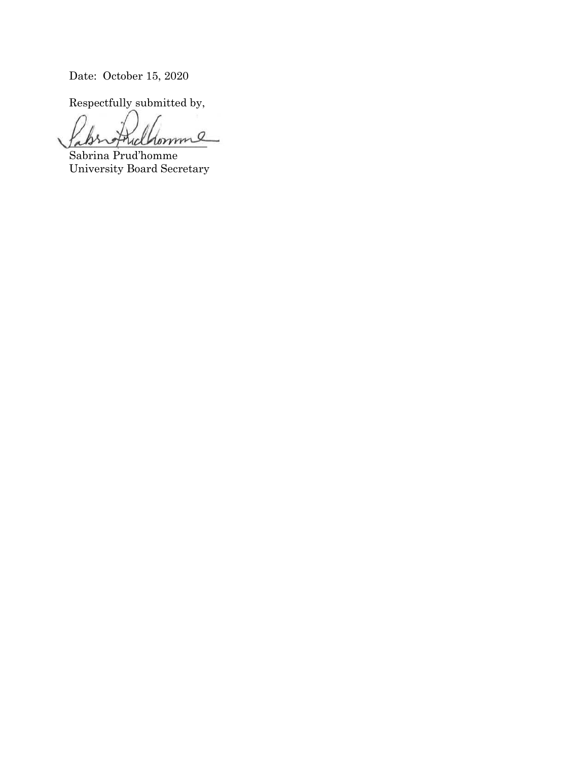Date: October 15, 2020

Respectfully submitted by,

Sabrina Prud'homme
University Board Secretary